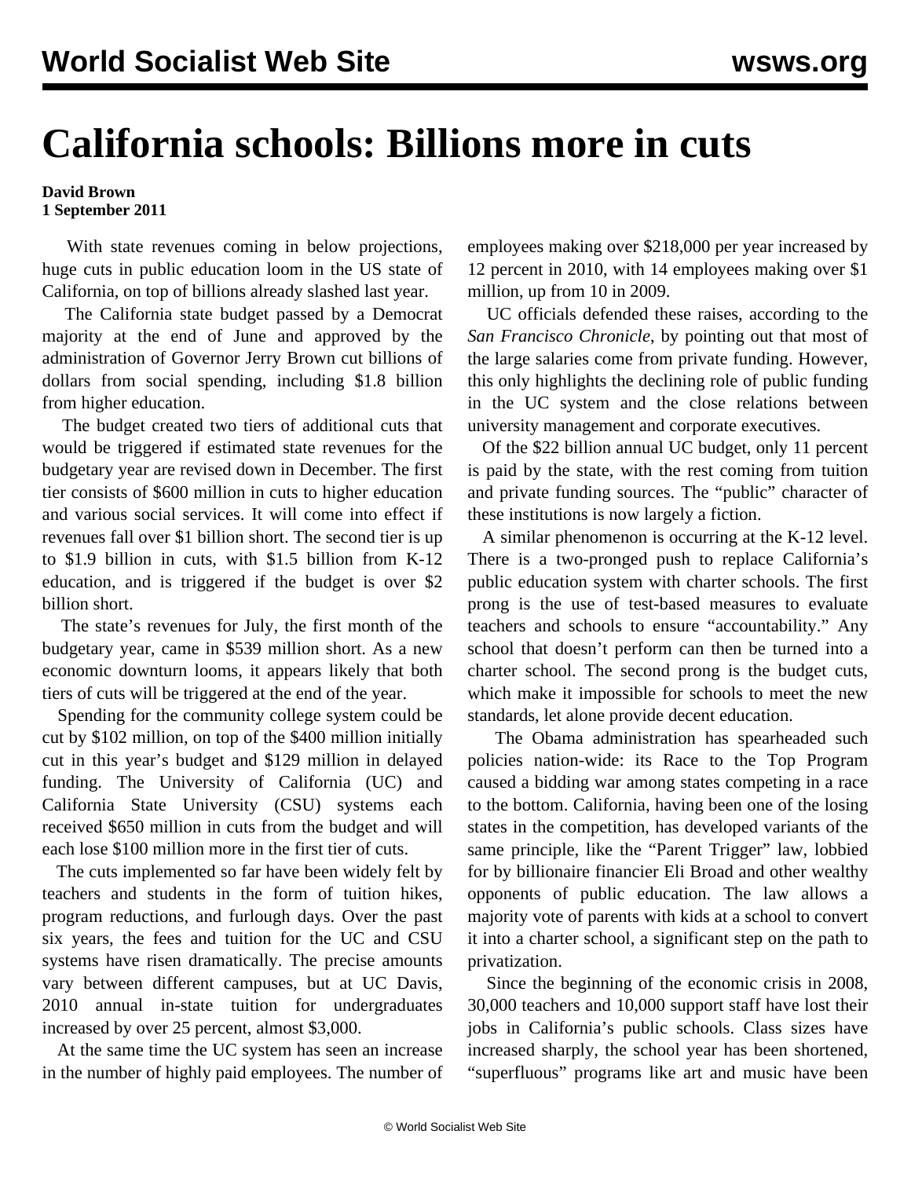# California schools: Billions more in cuts

**David Brown**
**1 September 2011**

With state revenues coming in below projections, huge cuts in public education loom in the US state of California, on top of billions already slashed last year.

The California state budget passed by a Democrat majority at the end of June and approved by the administration of Governor Jerry Brown cut billions of dollars from social spending, including $1.8 billion from higher education.

The budget created two tiers of additional cuts that would be triggered if estimated state revenues for the budgetary year are revised down in December. The first tier consists of $600 million in cuts to higher education and various social services. It will come into effect if revenues fall over $1 billion short. The second tier is up to $1.9 billion in cuts, with $1.5 billion from K-12 education, and is triggered if the budget is over $2 billion short.

The state's revenues for July, the first month of the budgetary year, came in $539 million short. As a new economic downturn looms, it appears likely that both tiers of cuts will be triggered at the end of the year.

Spending for the community college system could be cut by $102 million, on top of the $400 million initially cut in this year's budget and $129 million in delayed funding. The University of California (UC) and California State University (CSU) systems each received $650 million in cuts from the budget and will each lose $100 million more in the first tier of cuts.

The cuts implemented so far have been widely felt by teachers and students in the form of tuition hikes, program reductions, and furlough days. Over the past six years, the fees and tuition for the UC and CSU systems have risen dramatically. The precise amounts vary between different campuses, but at UC Davis, 2010 annual in-state tuition for undergraduates increased by over 25 percent, almost $3,000.

At the same time the UC system has seen an increase in the number of highly paid employees. The number of employees making over $218,000 per year increased by 12 percent in 2010, with 14 employees making over $1 million, up from 10 in 2009.

UC officials defended these raises, according to the *San Francisco Chronicle*, by pointing out that most of the large salaries come from private funding. However, this only highlights the declining role of public funding in the UC system and the close relations between university management and corporate executives.

Of the $22 billion annual UC budget, only 11 percent is paid by the state, with the rest coming from tuition and private funding sources. The "public" character of these institutions is now largely a fiction.

A similar phenomenon is occurring at the K-12 level. There is a two-pronged push to replace California's public education system with charter schools. The first prong is the use of test-based measures to evaluate teachers and schools to ensure "accountability." Any school that doesn't perform can then be turned into a charter school. The second prong is the budget cuts, which make it impossible for schools to meet the new standards, let alone provide decent education.

The Obama administration has spearheaded such policies nation-wide: its Race to the Top Program caused a bidding war among states competing in a race to the bottom. California, having been one of the losing states in the competition, has developed variants of the same principle, like the "Parent Trigger" law, lobbied for by billionaire financier Eli Broad and other wealthy opponents of public education. The law allows a majority vote of parents with kids at a school to convert it into a charter school, a significant step on the path to privatization.

Since the beginning of the economic crisis in 2008, 30,000 teachers and 10,000 support staff have lost their jobs in California's public schools. Class sizes have increased sharply, the school year has been shortened, "superfluous" programs like art and music have been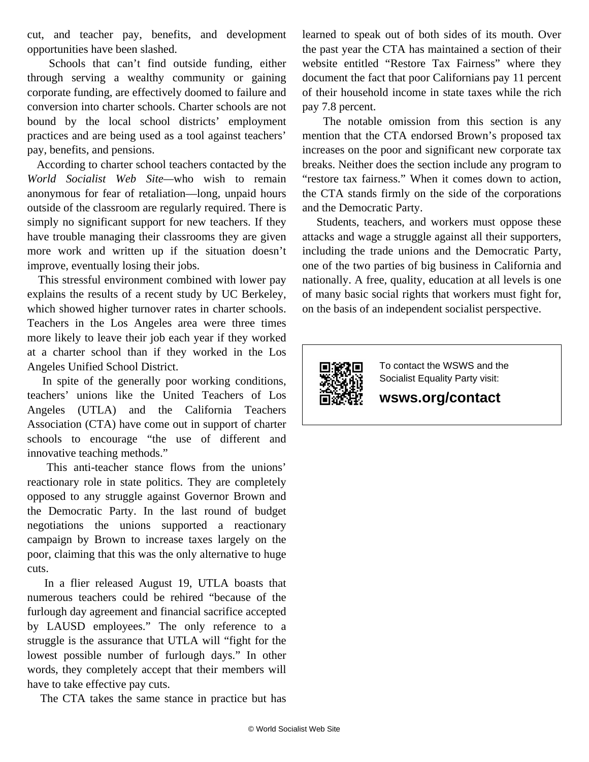cut, and teacher pay, benefits, and development opportunities have been slashed.

Schools that can't find outside funding, either through serving a wealthy community or gaining corporate funding, are effectively doomed to failure and conversion into charter schools. Charter schools are not bound by the local school districts' employment practices and are being used as a tool against teachers' pay, benefits, and pensions.

According to charter school teachers contacted by the *World Socialist Web Site*—who wish to remain anonymous for fear of retaliation—long, unpaid hours outside of the classroom are regularly required. There is simply no significant support for new teachers. If they have trouble managing their classrooms they are given more work and written up if the situation doesn't improve, eventually losing their jobs.

This stressful environment combined with lower pay explains the results of a recent study by UC Berkeley, which showed higher turnover rates in charter schools. Teachers in the Los Angeles area were three times more likely to leave their job each year if they worked at a charter school than if they worked in the Los Angeles Unified School District.

In spite of the generally poor working conditions, teachers' unions like the United Teachers of Los Angeles (UTLA) and the California Teachers Association (CTA) have come out in support of charter schools to encourage "the use of different and innovative teaching methods."

This anti-teacher stance flows from the unions' reactionary role in state politics. They are completely opposed to any struggle against Governor Brown and the Democratic Party. In the last round of budget negotiations the unions supported a reactionary campaign by Brown to increase taxes largely on the poor, claiming that this was the only alternative to huge cuts.

In a flier released August 19, UTLA boasts that numerous teachers could be rehired "because of the furlough day agreement and financial sacrifice accepted by LAUSD employees." The only reference to a struggle is the assurance that UTLA will "fight for the lowest possible number of furlough days." In other words, they completely accept that their members will have to take effective pay cuts.

The CTA takes the same stance in practice but has learned to speak out of both sides of its mouth. Over the past year the CTA has maintained a section of their website entitled "Restore Tax Fairness" where they document the fact that poor Californians pay 11 percent of their household income in state taxes while the rich pay 7.8 percent.

The notable omission from this section is any mention that the CTA endorsed Brown's proposed tax increases on the poor and significant new corporate tax breaks. Neither does the section include any program to "restore tax fairness." When it comes down to action, the CTA stands firmly on the side of the corporations and the Democratic Party.

Students, teachers, and workers must oppose these attacks and wage a struggle against all their supporters, including the trade unions and the Democratic Party, one of the two parties of big business in California and nationally. A free, quality, education at all levels is one of many basic social rights that workers must fight for, on the basis of an independent socialist perspective.

To contact the WSWS and the Socialist Equality Party visit:

**wsws.org/contact**